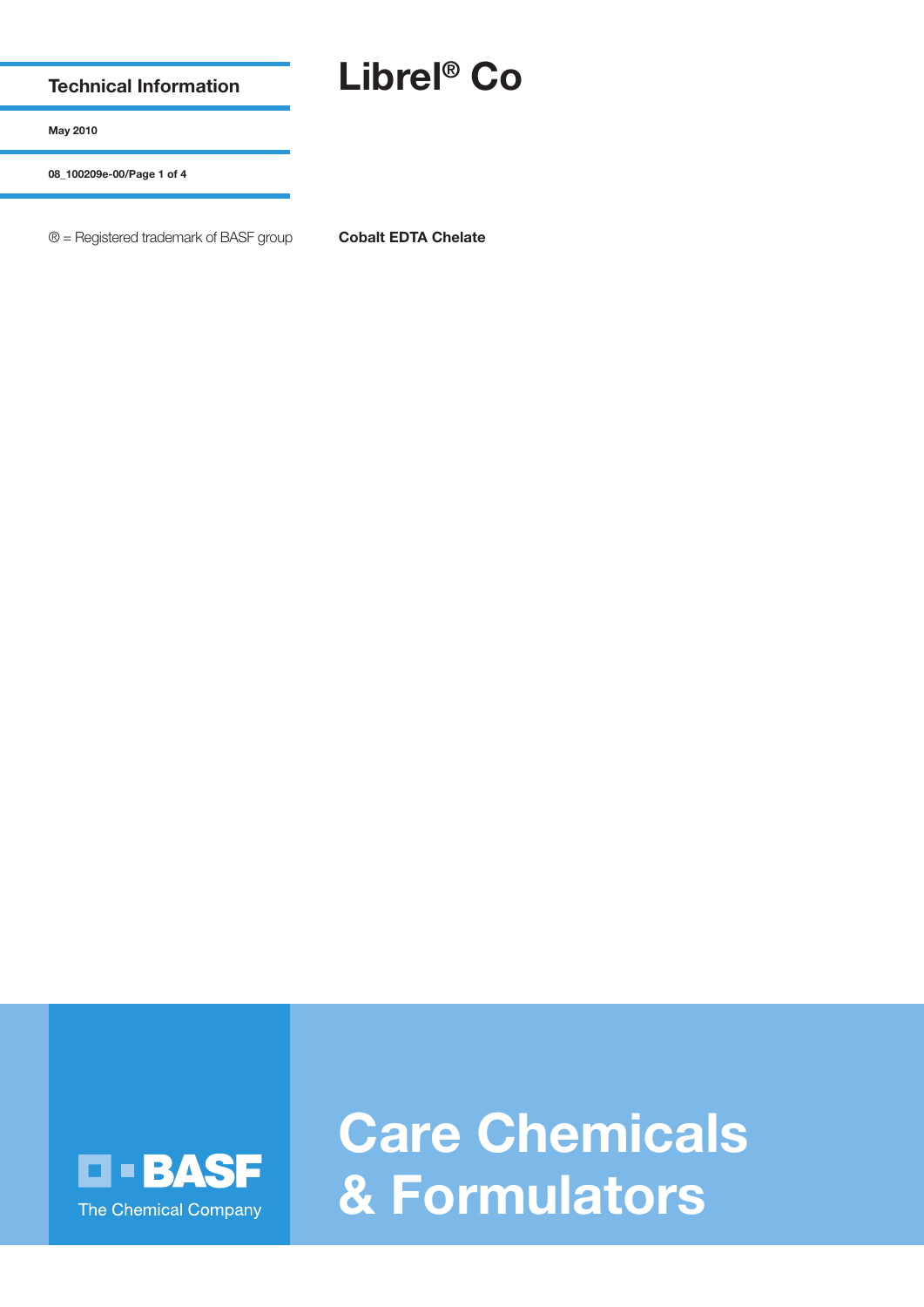Technical Information

May 2010

08_100209e-00/Page 1 of 4

® = Registered trademark of BASF group

# Librel® Co

**Cobalt EDTA Chelate**

BASF
The Chemical Company

Care Chemicals
& Formulators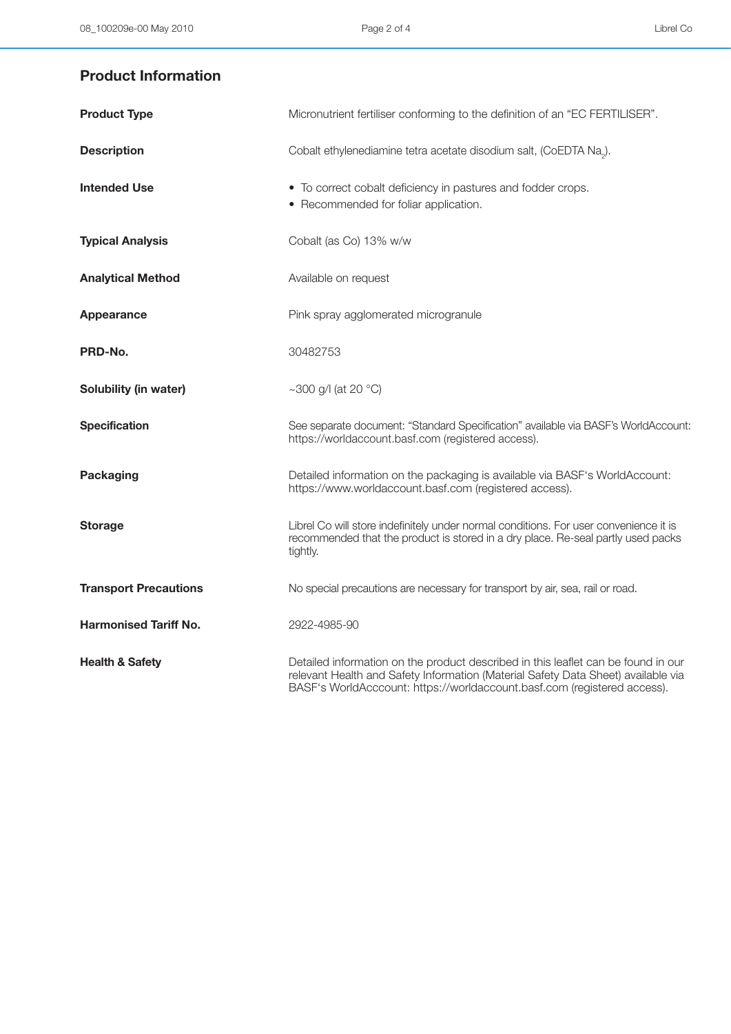## Product Information

| | |
|---|---|
| **Product Type** | Micronutrient fertiliser conforming to the definition of an "EC FERTILISER". |
| **Description** | Cobalt ethylenediamine tetra acetate disodium salt, (CoEDTA $Na_2$). |
| **Intended Use** | • To correct cobalt deficiency in pastures and fodder crops.<br>• Recommended for foliar application. |
| **Typical Analysis** | Cobalt (as Co) 13% w/w |
| **Analytical Method** | Available on request |
| **Appearance** | Pink spray agglomerated microgranule |
| **PRD-No.** | 30482753 |
| **Solubility (in water)** | ~300 g/l (at 20 °C) |
| **Specification** | See separate document: "Standard Specification" available via BASF's WorldAccount: https://worldaccount.basf.com (registered access). |
| **Packaging** | Detailed information on the packaging is available via BASF's WorldAccount: https://www.worldaccount.basf.com (registered access). |
| **Storage** | Librel Co will store indefinitely under normal conditions. For user convenience it is recommended that the product is stored in a dry place. Re-seal partly used packs tightly. |
| **Transport Precautions** | No special precautions are necessary for transport by air, sea, rail or road. |
| **Harmonised Tariff No.** | 2922-4985-90 |
| **Health & Safety** | Detailed information on the product described in this leaflet can be found in our relevant Health and Safety Information (Material Safety Data Sheet) available via BASF's WorldAcccount: https://worldaccount.basf.com (registered access). |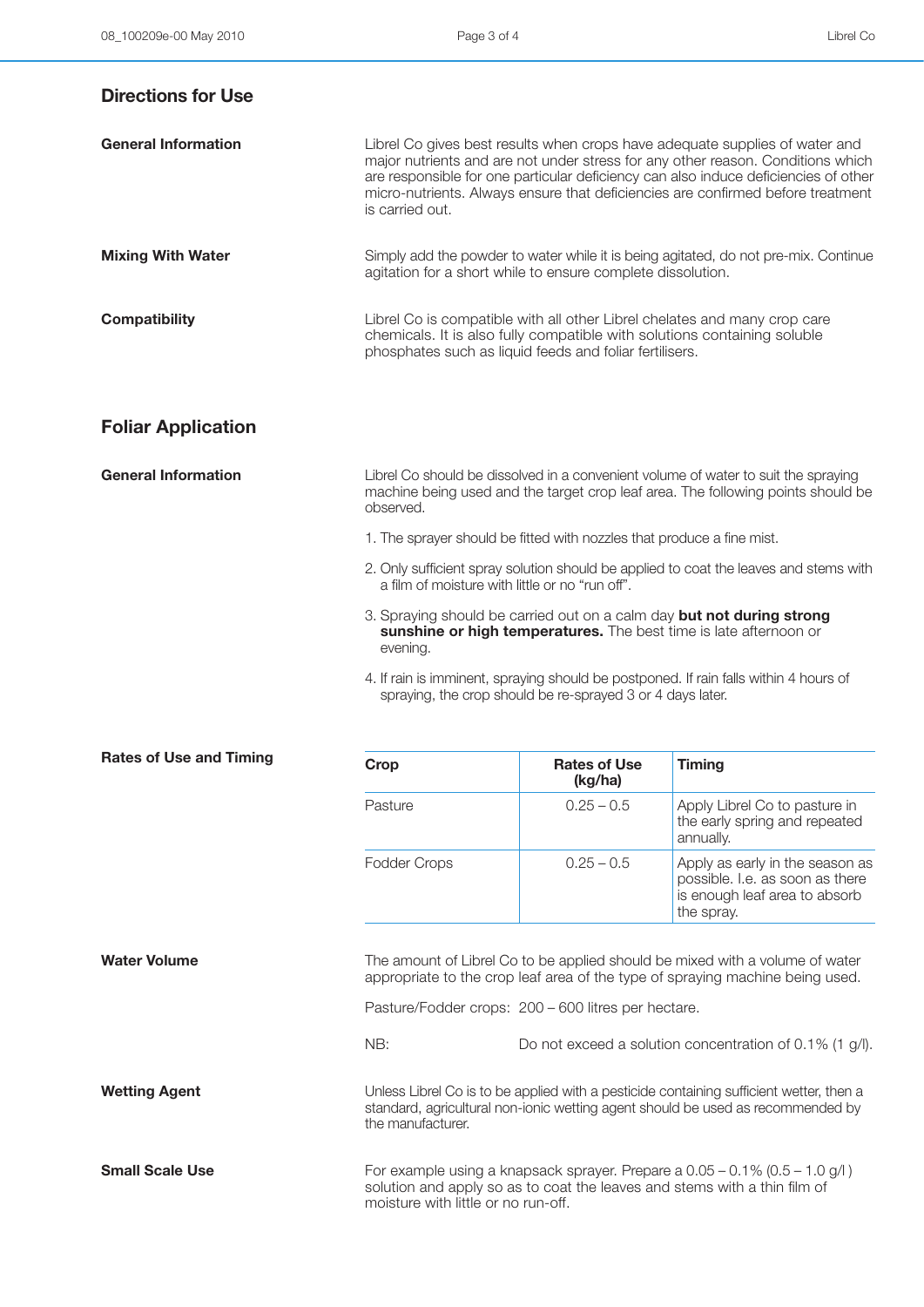## Directions for Use

**General Information**

Librel Co gives best results when crops have adequate supplies of water and major nutrients and are not under stress for any other reason. Conditions which are responsible for one particular deficiency can also induce deficiencies of other micro-nutrients. Always ensure that deficiencies are confirmed before treatment is carried out.

**Mixing With Water**

Simply add the powder to water while it is being agitated, do not pre-mix. Continue agitation for a short while to ensure complete dissolution.

**Compatibility**

Librel Co is compatible with all other Librel chelates and many crop care chemicals. It is also fully compatible with solutions containing soluble phosphates such as liquid feeds and foliar fertilisers.

## Foliar Application

**General Information**

Librel Co should be dissolved in a convenient volume of water to suit the spraying machine being used and the target crop leaf area. The following points should be observed.

1. The sprayer should be fitted with nozzles that produce a fine mist.
2. Only sufficient spray solution should be applied to coat the leaves and stems with a film of moisture with little or no "run off".
3. Spraying should be carried out on a calm day **but not during strong sunshine or high temperatures.** The best time is late afternoon or evening.
4. If rain is imminent, spraying should be postponed. If rain falls within 4 hours of spraying, the crop should be re-sprayed 3 or 4 days later.

**Rates of Use and Timing**

| Crop | Rates of Use (kg/ha) | Timing |
|---|---|---|
| Pasture | 0.25 – 0.5 | Apply Librel Co to pasture in the early spring and repeated annually. |
| Fodder Crops | 0.25 – 0.5 | Apply as early in the season as possible. I.e. as soon as there is enough leaf area to absorb the spray. |

**Water Volume**

The amount of Librel Co to be applied should be mixed with a volume of water appropriate to the crop leaf area of the type of spraying machine being used.

Pasture/Fodder crops: 200 – 600 litres per hectare.

NB: Do not exceed a solution concentration of 0.1% (1 g/l).

**Wetting Agent**

Unless Librel Co is to be applied with a pesticide containing sufficient wetter, then a standard, agricultural non-ionic wetting agent should be used as recommended by the manufacturer.

**Small Scale Use**

For example using a knapsack sprayer. Prepare a 0.05 – 0.1% (0.5 – 1.0 g/l ) solution and apply so as to coat the leaves and stems with a thin film of moisture with little or no run-off.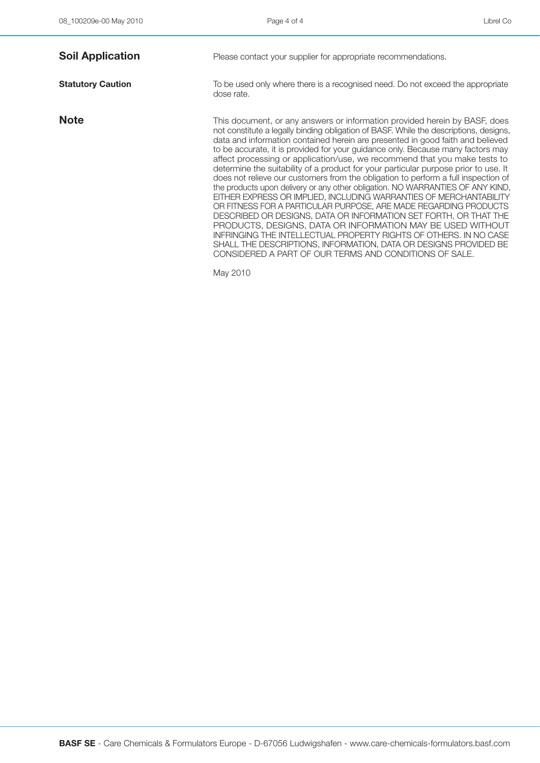## Soil Application

Please contact your supplier for appropriate recommendations.

**Statutory Caution**

To be used only where there is a recognised need. Do not exceed the appropriate dose rate.

## Note

This document, or any answers or information provided herein by BASF, does not constitute a legally binding obligation of BASF. While the descriptions, designs, data and information contained herein are presented in good faith and believed to be accurate, it is provided for your guidance only. Because many factors may affect processing or application/use, we recommend that you make tests to determine the suitability of a product for your particular purpose prior to use. It does not relieve our customers from the obligation to perform a full inspection of the products upon delivery or any other obligation. NO WARRANTIES OF ANY KIND, EITHER EXPRESS OR IMPLIED, INCLUDING WARRANTIES OF MERCHANTABILITY OR FITNESS FOR A PARTICULAR PURPOSE, ARE MADE REGARDING PRODUCTS DESCRIBED OR DESIGNS, DATA OR INFORMATION SET FORTH, OR THAT THE PRODUCTS, DESIGNS, DATA OR INFORMATION MAY BE USED WITHOUT INFRINGING THE INTELLECTUAL PROPERTY RIGHTS OF OTHERS. IN NO CASE SHALL THE DESCRIPTIONS, INFORMATION, DATA OR DESIGNS PROVIDED BE CONSIDERED A PART OF OUR TERMS AND CONDITIONS OF SALE.

May 2010

**BASF SE** - Care Chemicals & Formulators Europe - D-67056 Ludwigshafen - www.care-chemicals-formulators.basf.com